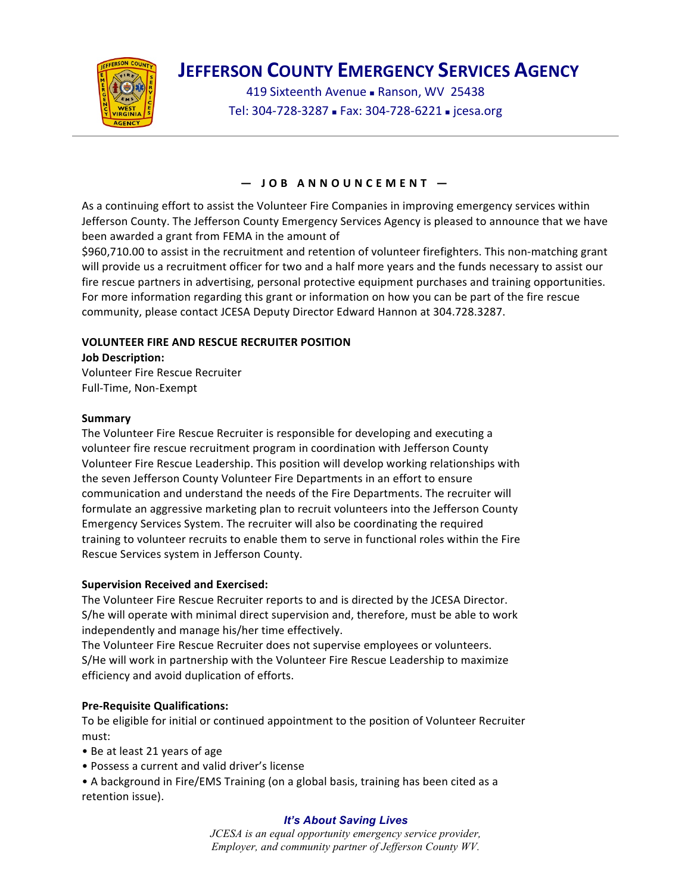# JEFFERSON COUNTY EMERGENCY SERVICES AGENCY

419 Sixteenth Avenue ▪ Ranson, WV 25438
Tel: 304-728-3287 ▪ Fax: 304-728-6221 ▪ jcesa.org

---

## — J O B  A N N O U N C E M E N T —

As a continuing effort to assist the Volunteer Fire Companies in improving emergency services within Jefferson County. The Jefferson County Emergency Services Agency is pleased to announce that we have been awarded a grant from FEMA in the amount of
$960,710.00 to assist in the recruitment and retention of volunteer firefighters. This non-matching grant will provide us a recruitment officer for two and a half more years and the funds necessary to assist our fire rescue partners in advertising, personal protective equipment purchases and training opportunities. For more information regarding this grant or information on how you can be part of the fire rescue community, please contact JCESA Deputy Director Edward Hannon at 304.728.3287.

**VOLUNTEER FIRE AND RESCUE RECRUITER POSITION**

**Job Description:**
Volunteer Fire Rescue Recruiter
Full-Time, Non-Exempt

**Summary**
The Volunteer Fire Rescue Recruiter is responsible for developing and executing a volunteer fire rescue recruitment program in coordination with Jefferson County Volunteer Fire Rescue Leadership. This position will develop working relationships with the seven Jefferson County Volunteer Fire Departments in an effort to ensure communication and understand the needs of the Fire Departments. The recruiter will formulate an aggressive marketing plan to recruit volunteers into the Jefferson County Emergency Services System. The recruiter will also be coordinating the required training to volunteer recruits to enable them to serve in functional roles within the Fire Rescue Services system in Jefferson County.

**Supervision Received and Exercised:**
The Volunteer Fire Rescue Recruiter reports to and is directed by the JCESA Director. S/he will operate with minimal direct supervision and, therefore, must be able to work independently and manage his/her time effectively.
The Volunteer Fire Rescue Recruiter does not supervise employees or volunteers. S/He will work in partnership with the Volunteer Fire Rescue Leadership to maximize efficiency and avoid duplication of efforts.

**Pre-Requisite Qualifications:**
To be eligible for initial or continued appointment to the position of Volunteer Recruiter must:

- Be at least 21 years of age
- Possess a current and valid driver's license
- A background in Fire/EMS Training (on a global basis, training has been cited as a retention issue).

***It's About Saving Lives***
*JCESA is an equal opportunity emergency service provider, Employer, and community partner of Jefferson County WV.*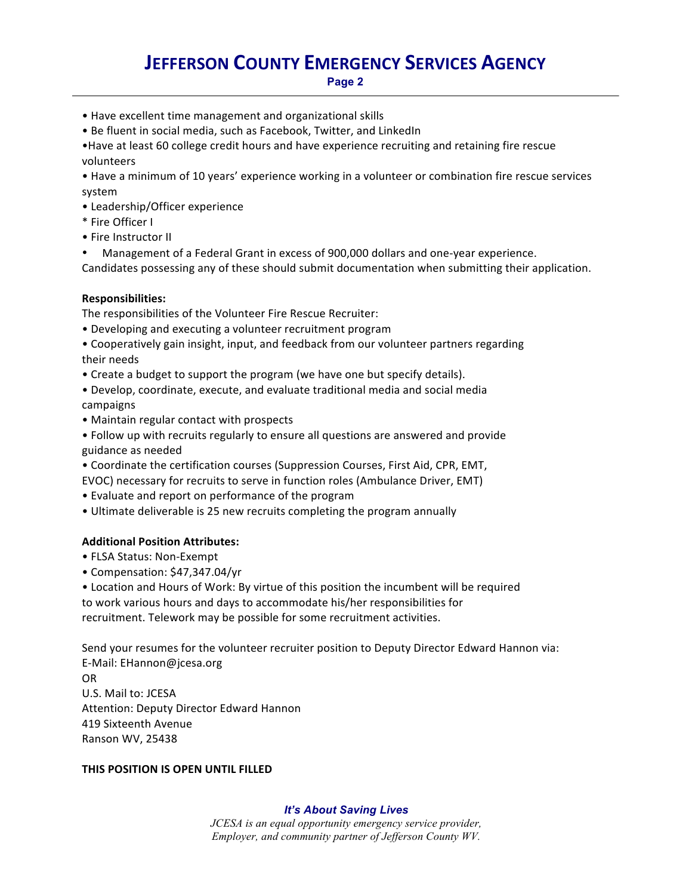- Have excellent time management and organizational skills
- Be fluent in social media, such as Facebook, Twitter, and LinkedIn
- Have at least 60 college credit hours and have experience recruiting and retaining fire rescue volunteers
- Have a minimum of 10 years' experience working in a volunteer or combination fire rescue services system
- Leadership/Officer experience

* Fire Officer I

- Fire Instructor II
- Management of a Federal Grant in excess of 900,000 dollars and one-year experience.

Candidates possessing any of these should submit documentation when submitting their application.

**Responsibilities:**

The responsibilities of the Volunteer Fire Rescue Recruiter:

- Developing and executing a volunteer recruitment program
- Cooperatively gain insight, input, and feedback from our volunteer partners regarding their needs
- Create a budget to support the program (we have one but specify details).
- Develop, coordinate, execute, and evaluate traditional media and social media campaigns
- Maintain regular contact with prospects
- Follow up with recruits regularly to ensure all questions are answered and provide guidance as needed
- Coordinate the certification courses (Suppression Courses, First Aid, CPR, EMT, EVOC) necessary for recruits to serve in function roles (Ambulance Driver, EMT)
- Evaluate and report on performance of the program
- Ultimate deliverable is 25 new recruits completing the program annually

**Additional Position Attributes:**

- FLSA Status: Non-Exempt
- Compensation: $47,347.04/yr
- Location and Hours of Work: By virtue of this position the incumbent will be required to work various hours and days to accommodate his/her responsibilities for recruitment. Telework may be possible for some recruitment activities.

Send your resumes for the volunteer recruiter position to Deputy Director Edward Hannon via:
E-Mail: EHannon@jcesa.org
OR
U.S. Mail to: JCESA
Attention: Deputy Director Edward Hannon
419 Sixteenth Avenue
Ranson WV, 25438

**THIS POSITION IS OPEN UNTIL FILLED**

***It's About Saving Lives***

*JCESA is an equal opportunity emergency service provider, Employer, and community partner of Jefferson County WV.*